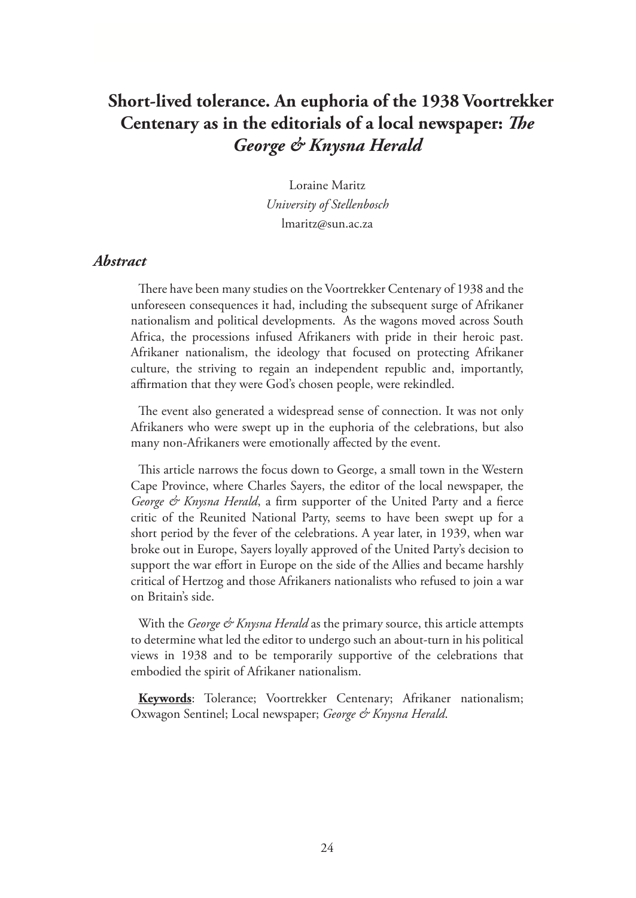# Short-lived tolerance. An euphoria of the 1938 Voortrekker Centenary as in the editorials of a local newspaper: *The George & Knysna Herald*

Loraine Maritz
*University of Stellenbosch*
lmaritz@sun.ac.za

## *Abstract*

There have been many studies on the Voortrekker Centenary of 1938 and the unforeseen consequences it had, including the subsequent surge of Afrikaner nationalism and political developments. As the wagons moved across South Africa, the processions infused Afrikaners with pride in their heroic past. Afrikaner nationalism, the ideology that focused on protecting Afrikaner culture, the striving to regain an independent republic and, importantly, affirmation that they were God's chosen people, were rekindled.

The event also generated a widespread sense of connection. It was not only Afrikaners who were swept up in the euphoria of the celebrations, but also many non-Afrikaners were emotionally affected by the event.

This article narrows the focus down to George, a small town in the Western Cape Province, where Charles Sayers, the editor of the local newspaper, the *George & Knysna Herald*, a firm supporter of the United Party and a fierce critic of the Reunited National Party, seems to have been swept up for a short period by the fever of the celebrations. A year later, in 1939, when war broke out in Europe, Sayers loyally approved of the United Party's decision to support the war effort in Europe on the side of the Allies and became harshly critical of Hertzog and those Afrikaners nationalists who refused to join a war on Britain's side.

With the *George & Knysna Herald* as the primary source, this article attempts to determine what led the editor to undergo such an about-turn in his political views in 1938 and to be temporarily supportive of the celebrations that embodied the spirit of Afrikaner nationalism.

**Keywords**: Tolerance; Voortrekker Centenary; Afrikaner nationalism; Oxwagon Sentinel; Local newspaper; *George & Knysna Herald*.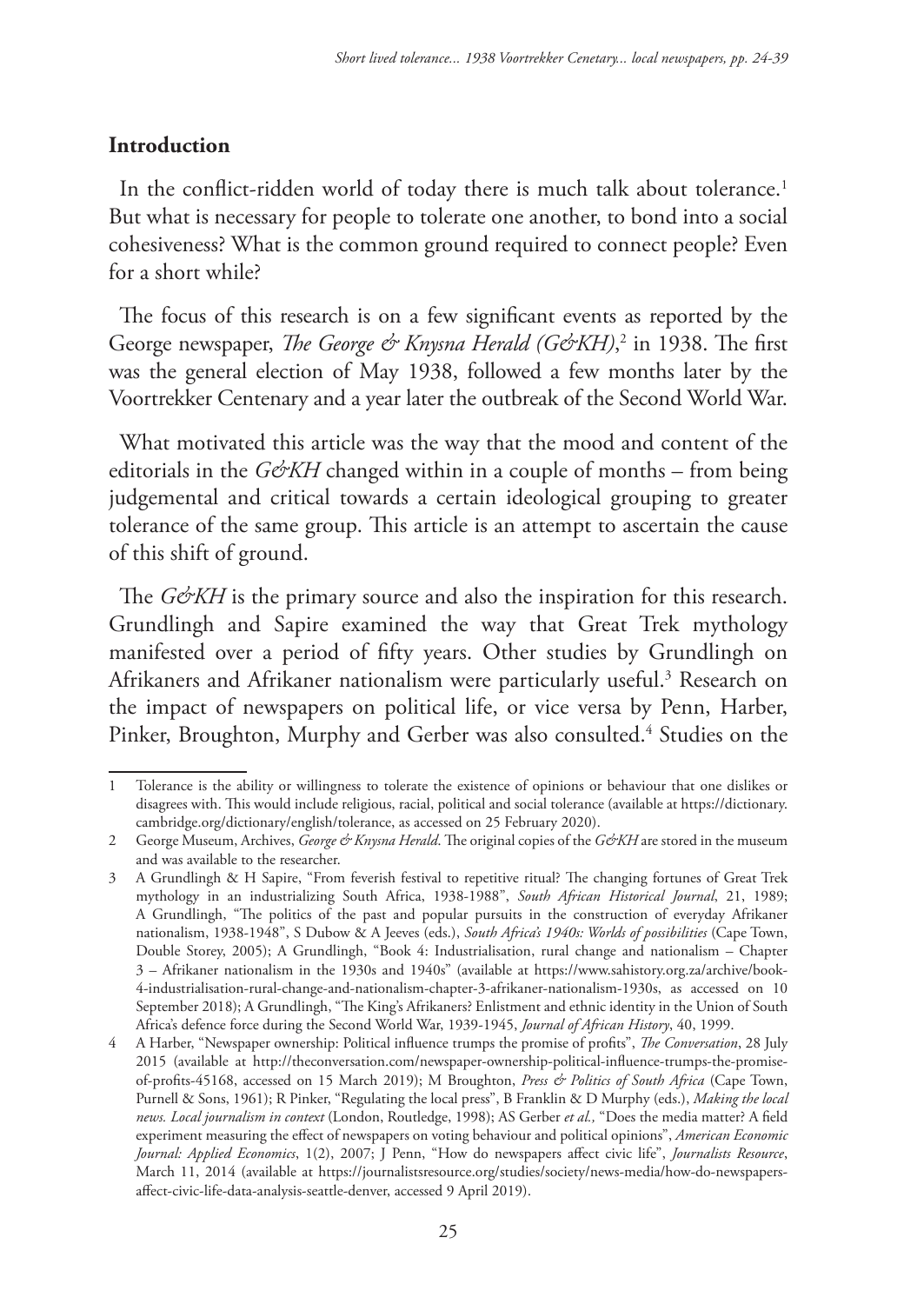## Introduction

In the conflict-ridden world of today there is much talk about tolerance.[1] But what is necessary for people to tolerate one another, to bond into a social cohesiveness? What is the common ground required to connect people? Even for a short while?

The focus of this research is on a few significant events as reported by the George newspaper, *The George & Knysna Herald (G&KH)*,[2] in 1938. The first was the general election of May 1938, followed a few months later by the Voortrekker Centenary and a year later the outbreak of the Second World War.

What motivated this article was the way that the mood and content of the editorials in the *G&KH* changed within in a couple of months – from being judgemental and critical towards a certain ideological grouping to greater tolerance of the same group. This article is an attempt to ascertain the cause of this shift of ground.

The *G&KH* is the primary source and also the inspiration for this research. Grundlingh and Sapire examined the way that Great Trek mythology manifested over a period of fifty years. Other studies by Grundlingh on Afrikaners and Afrikaner nationalism were particularly useful.[3] Research on the impact of newspapers on political life, or vice versa by Penn, Harber, Pinker, Broughton, Murphy and Gerber was also consulted.[4] Studies on the

---

1 Tolerance is the ability or willingness to tolerate the existence of opinions or behaviour that one dislikes or disagrees with. This would include religious, racial, political and social tolerance (available at https://dictionary.cambridge.org/dictionary/english/tolerance, as accessed on 25 February 2020).

2 George Museum, Archives, *George & Knysna Herald*. The original copies of the *G&KH* are stored in the museum and was available to the researcher.

3 A Grundlingh & H Sapire, "From feverish festival to repetitive ritual? The changing fortunes of Great Trek mythology in an industrializing South Africa, 1938-1988", *South African Historical Journal*, 21, 1989; A Grundlingh, "The politics of the past and popular pursuits in the construction of everyday Afrikaner nationalism, 1938-1948", S Dubow & A Jeeves (eds.), *South Africa's 1940s: Worlds of possibilities* (Cape Town, Double Storey, 2005); A Grundlingh, "Book 4: Industrialisation, rural change and nationalism – Chapter 3 – Afrikaner nationalism in the 1930s and 1940s" (available at https://www.sahistory.org.za/archive/book-4-industrialisation-rural-change-and-nationalism-chapter-3-afrikaner-nationalism-1930s, as accessed on 10 September 2018); A Grundlingh, "The King's Afrikaners? Enlistment and ethnic identity in the Union of South Africa's defence force during the Second World War, 1939-1945, *Journal of African History*, 40, 1999.

4 A Harber, "Newspaper ownership: Political influence trumps the promise of profits", *The Conversation*, 28 July 2015 (available at http://theconversation.com/newspaper-ownership-political-influence-trumps-the-promise-of-profits-45168, accessed on 15 March 2019); M Broughton, *Press & Politics of South Africa* (Cape Town, Purnell & Sons, 1961); R Pinker, "Regulating the local press", B Franklin & D Murphy (eds.), *Making the local news. Local journalism in context* (London, Routledge, 1998); AS Gerber *et al.*, "Does the media matter? A field experiment measuring the effect of newspapers on voting behaviour and political opinions", *American Economic Journal: Applied Economics*, 1(2), 2007; J Penn, "How do newspapers affect civic life", *Journalists Resource*, March 11, 2014 (available at https://journalistsresource.org/studies/society/news-media/how-do-newspapers-affect-civic-life-data-analysis-seattle-denver, accessed 9 April 2019).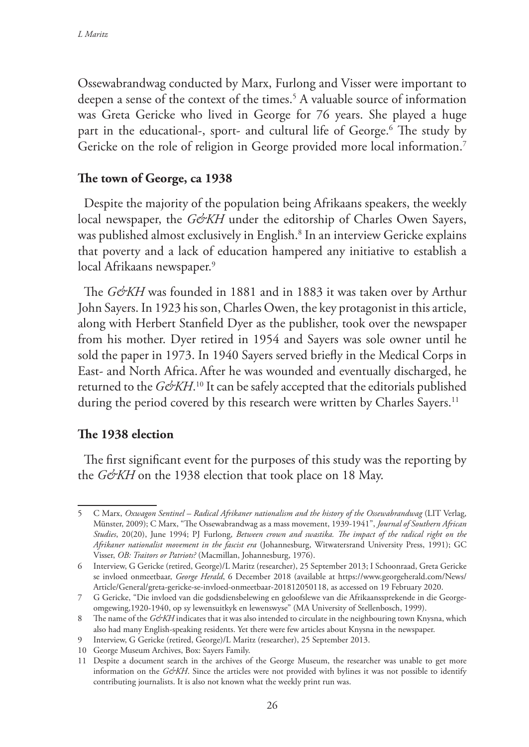Ossewabrandwag conducted by Marx, Furlong and Visser were important to deepen a sense of the context of the times.[5] A valuable source of information was Greta Gericke who lived in George for 76 years. She played a huge part in the educational-, sport- and cultural life of George.[6] The study by Gericke on the role of religion in George provided more local information.[7]

## The town of George, ca 1938

Despite the majority of the population being Afrikaans speakers, the weekly local newspaper, the *G&KH* under the editorship of Charles Owen Sayers, was published almost exclusively in English.[8] In an interview Gericke explains that poverty and a lack of education hampered any initiative to establish a local Afrikaans newspaper.[9]

The *G&KH* was founded in 1881 and in 1883 it was taken over by Arthur John Sayers. In 1923 his son, Charles Owen, the key protagonist in this article, along with Herbert Stanfield Dyer as the publisher, took over the newspaper from his mother. Dyer retired in 1954 and Sayers was sole owner until he sold the paper in 1973. In 1940 Sayers served briefly in the Medical Corps in East- and North Africa. After he was wounded and eventually discharged, he returned to the *G&KH*.[10] It can be safely accepted that the editorials published during the period covered by this research were written by Charles Sayers.[11]

## The 1938 election

The first significant event for the purposes of this study was the reporting by the *G&KH* on the 1938 election that took place on 18 May.

---

5 C Marx, *Oxwagon Sentinel – Radical Afrikaner nationalism and the history of the Ossewabrandwag* (LIT Verlag, Münster, 2009); C Marx, "The Ossewabrandwag as a mass movement, 1939-1941", *Journal of Southern African Studies*, 20(20), June 1994; PJ Furlong, *Between crown and swastika. The impact of the radical right on the Afrikaner nationalist movement in the fascist era* (Johannesburg, Witwatersrand University Press, 1991); GC Visser, *OB: Traitors or Patriots?* (Macmillan, Johannesburg, 1976).

6 Interview, G Gericke (retired, George)/L Maritz (researcher), 25 September 2013; I Schoonraad, Greta Gericke se invloed onmeetbaar, *George Herald*, 6 December 2018 (available at https://www.georgeherald.com/News/Article/General/greta-gericke-se-invloed-onmeetbaar-201812050118, as accessed on 19 February 2020.

7 G Gericke, "Die invloed van die godsdiensbelewing en geloofslewe van die Afrikaanssprekende in die George-omgewing,1920-1940, op sy lewensuitkyk en lewenswyse" (MA University of Stellenbosch, 1999).

8 The name of the *G&KH* indicates that it was also intended to circulate in the neighbouring town Knysna, which also had many English-speaking residents. Yet there were few articles about Knysna in the newspaper.

9 Interview, G Gericke (retired, George)/L Maritz (researcher), 25 September 2013.

10 George Museum Archives, Box: Sayers Family.

11 Despite a document search in the archives of the George Museum, the researcher was unable to get more information on the *G&KH*. Since the articles were not provided with bylines it was not possible to identify contributing journalists. It is also not known what the weekly print run was.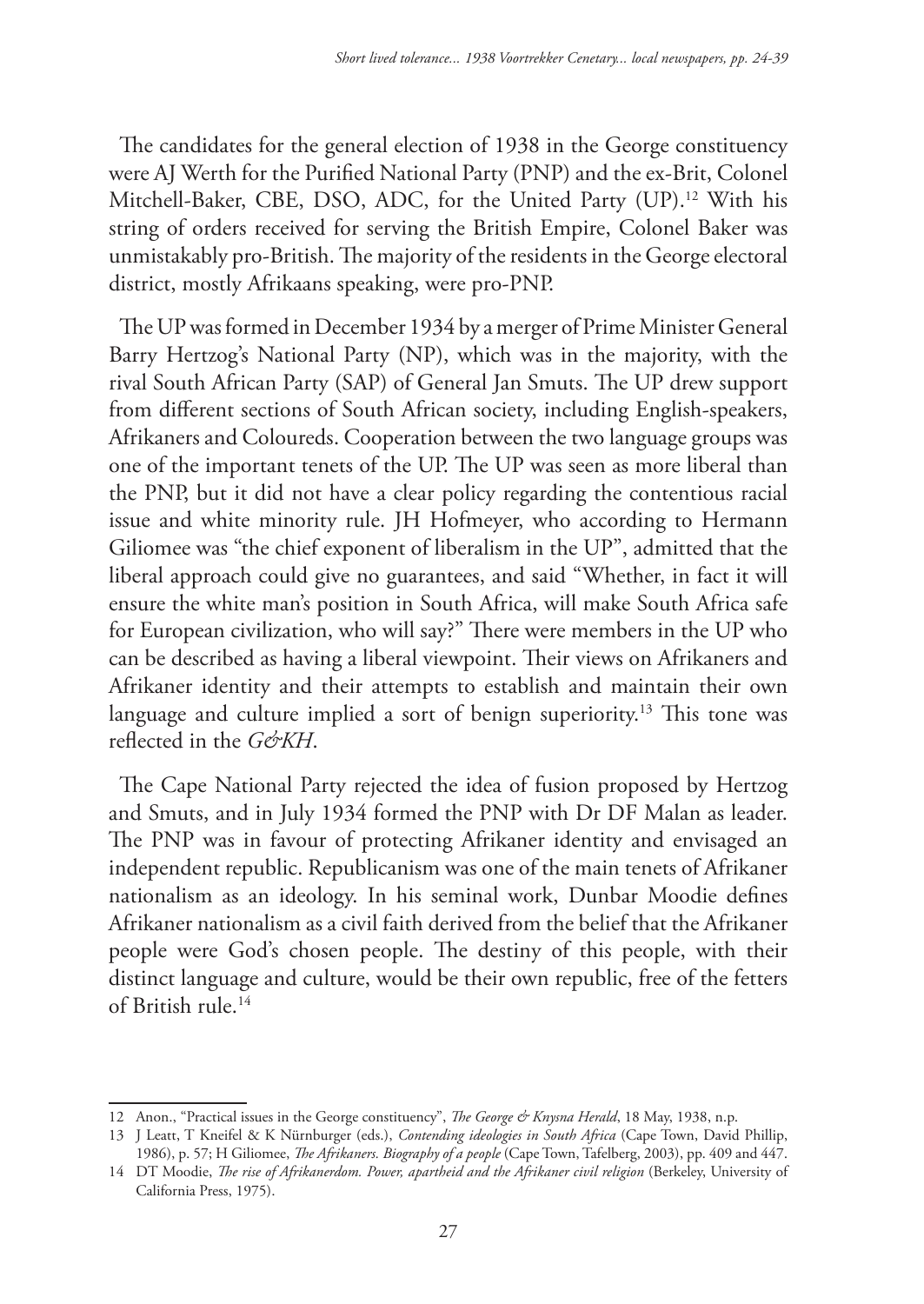The candidates for the general election of 1938 in the George constituency were AJ Werth for the Purified National Party (PNP) and the ex-Brit, Colonel Mitchell-Baker, CBE, DSO, ADC, for the United Party (UP).[12] With his string of orders received for serving the British Empire, Colonel Baker was unmistakably pro-British. The majority of the residents in the George electoral district, mostly Afrikaans speaking, were pro-PNP.

The UP was formed in December 1934 by a merger of Prime Minister General Barry Hertzog's National Party (NP), which was in the majority, with the rival South African Party (SAP) of General Jan Smuts. The UP drew support from different sections of South African society, including English-speakers, Afrikaners and Coloureds. Cooperation between the two language groups was one of the important tenets of the UP. The UP was seen as more liberal than the PNP, but it did not have a clear policy regarding the contentious racial issue and white minority rule. JH Hofmeyer, who according to Hermann Giliomee was "the chief exponent of liberalism in the UP", admitted that the liberal approach could give no guarantees, and said "Whether, in fact it will ensure the white man's position in South Africa, will make South Africa safe for European civilization, who will say?" There were members in the UP who can be described as having a liberal viewpoint. Their views on Afrikaners and Afrikaner identity and their attempts to establish and maintain their own language and culture implied a sort of benign superiority.[13] This tone was reflected in the *G&KH*.

The Cape National Party rejected the idea of fusion proposed by Hertzog and Smuts, and in July 1934 formed the PNP with Dr DF Malan as leader. The PNP was in favour of protecting Afrikaner identity and envisaged an independent republic. Republicanism was one of the main tenets of Afrikaner nationalism as an ideology. In his seminal work, Dunbar Moodie defines Afrikaner nationalism as a civil faith derived from the belief that the Afrikaner people were God's chosen people. The destiny of this people, with their distinct language and culture, would be their own republic, free of the fetters of British rule.[14]

---

12 Anon., "Practical issues in the George constituency", *The George & Knysna Herald*, 18 May, 1938, n.p.

13 J Leatt, T Kneifel & K Nürnburger (eds.), *Contending ideologies in South Africa* (Cape Town, David Phillip, 1986), p. 57; H Giliomee, *The Afrikaners. Biography of a people* (Cape Town, Tafelberg, 2003), pp. 409 and 447.

14 DT Moodie, *The rise of Afrikanerdom. Power, apartheid and the Afrikaner civil religion* (Berkeley, University of California Press, 1975).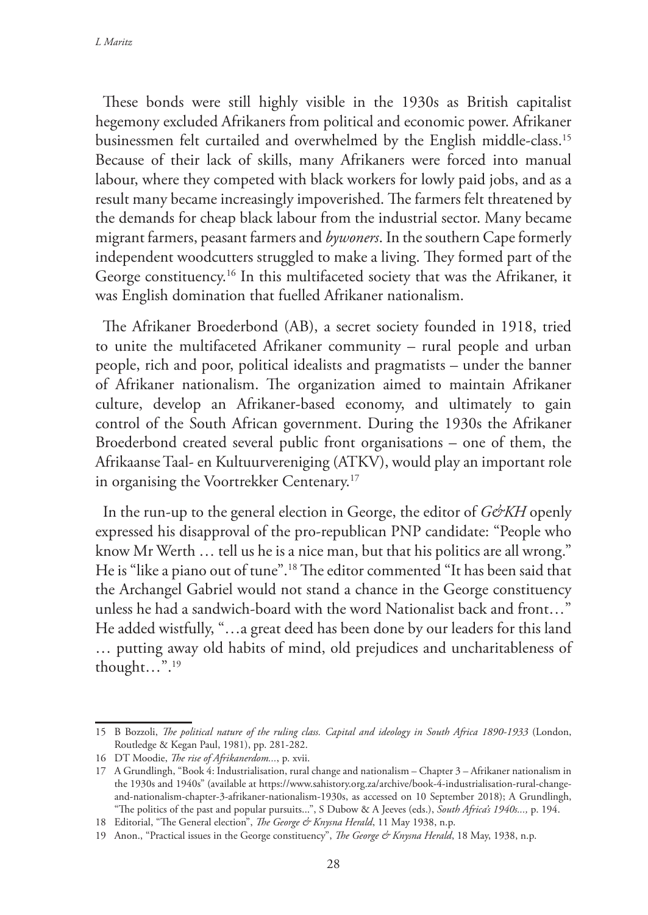These bonds were still highly visible in the 1930s as British capitalist hegemony excluded Afrikaners from political and economic power. Afrikaner businessmen felt curtailed and overwhelmed by the English middle-class.[15] Because of their lack of skills, many Afrikaners were forced into manual labour, where they competed with black workers for lowly paid jobs, and as a result many became increasingly impoverished. The farmers felt threatened by the demands for cheap black labour from the industrial sector. Many became migrant farmers, peasant farmers and *bywoners*. In the southern Cape formerly independent woodcutters struggled to make a living. They formed part of the George constituency.[16] In this multifaceted society that was the Afrikaner, it was English domination that fuelled Afrikaner nationalism.

The Afrikaner Broederbond (AB), a secret society founded in 1918, tried to unite the multifaceted Afrikaner community – rural people and urban people, rich and poor, political idealists and pragmatists – under the banner of Afrikaner nationalism. The organization aimed to maintain Afrikaner culture, develop an Afrikaner-based economy, and ultimately to gain control of the South African government. During the 1930s the Afrikaner Broederbond created several public front organisations – one of them, the Afrikaanse Taal- en Kultuurvereniging (ATKV), would play an important role in organising the Voortrekker Centenary.[17]

In the run-up to the general election in George, the editor of *G&KH* openly expressed his disapproval of the pro-republican PNP candidate: "People who know Mr Werth … tell us he is a nice man, but that his politics are all wrong." He is "like a piano out of tune".[18] The editor commented "It has been said that the Archangel Gabriel would not stand a chance in the George constituency unless he had a sandwich-board with the word Nationalist back and front…" He added wistfully, "…a great deed has been done by our leaders for this land … putting away old habits of mind, old prejudices and uncharitableness of thought…".[19]

---

15 B Bozzoli, *The political nature of the ruling class. Capital and ideology in South Africa 1890-1933* (London, Routledge & Kegan Paul, 1981), pp. 281-282.

16 DT Moodie, *The rise of Afrikanerdom...*, p. xvii.

17 A Grundlingh, "Book 4: Industrialisation, rural change and nationalism – Chapter 3 – Afrikaner nationalism in the 1930s and 1940s" (available at https://www.sahistory.org.za/archive/book-4-industrialisation-rural-change-and-nationalism-chapter-3-afrikaner-nationalism-1930s, as accessed on 10 September 2018); A Grundlingh, "The politics of the past and popular pursuits...", S Dubow & A Jeeves (eds.), *South Africa's 1940s...,* p. 194.

18 Editorial, "The General election", *The George & Knysna Herald*, 11 May 1938, n.p.

19 Anon., "Practical issues in the George constituency", *The George & Knysna Herald*, 18 May, 1938, n.p.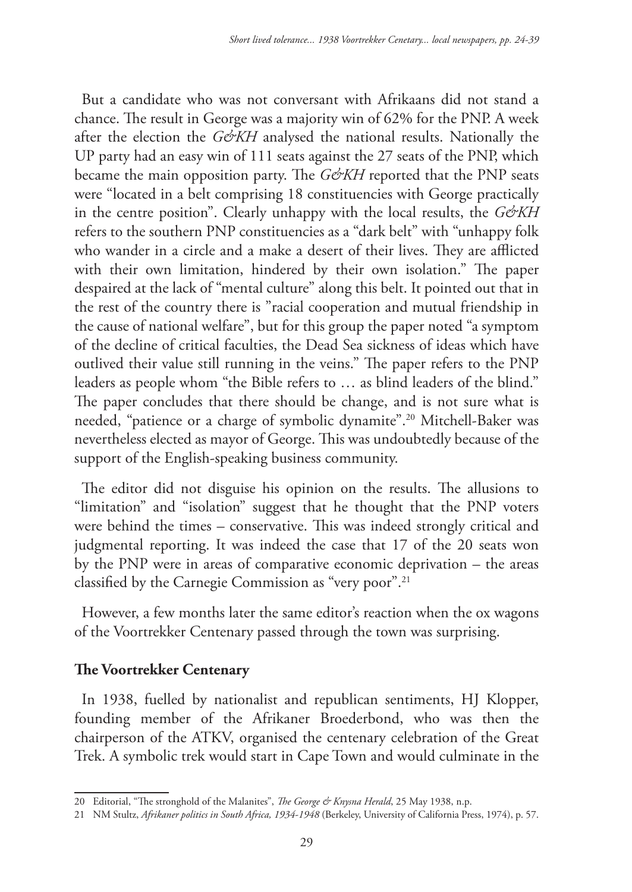But a candidate who was not conversant with Afrikaans did not stand a chance. The result in George was a majority win of 62% for the PNP. A week after the election the *G&KH* analysed the national results. Nationally the UP party had an easy win of 111 seats against the 27 seats of the PNP, which became the main opposition party. The *G&KH* reported that the PNP seats were "located in a belt comprising 18 constituencies with George practically in the centre position". Clearly unhappy with the local results, the *G&KH* refers to the southern PNP constituencies as a "dark belt" with "unhappy folk who wander in a circle and a make a desert of their lives. They are afflicted with their own limitation, hindered by their own isolation." The paper despaired at the lack of "mental culture" along this belt. It pointed out that in the rest of the country there is "racial cooperation and mutual friendship in the cause of national welfare", but for this group the paper noted "a symptom of the decline of critical faculties, the Dead Sea sickness of ideas which have outlived their value still running in the veins." The paper refers to the PNP leaders as people whom "the Bible refers to … as blind leaders of the blind." The paper concludes that there should be change, and is not sure what is needed, "patience or a charge of symbolic dynamite".[20] Mitchell-Baker was nevertheless elected as mayor of George. This was undoubtedly because of the support of the English-speaking business community.

The editor did not disguise his opinion on the results. The allusions to "limitation" and "isolation" suggest that he thought that the PNP voters were behind the times – conservative. This was indeed strongly critical and judgmental reporting. It was indeed the case that 17 of the 20 seats won by the PNP were in areas of comparative economic deprivation – the areas classified by the Carnegie Commission as "very poor".[21]

However, a few months later the same editor's reaction when the ox wagons of the Voortrekker Centenary passed through the town was surprising.

## The Voortrekker Centenary

In 1938, fuelled by nationalist and republican sentiments, HJ Klopper, founding member of the Afrikaner Broederbond, who was then the chairperson of the ATKV, organised the centenary celebration of the Great Trek. A symbolic trek would start in Cape Town and would culminate in the

---

20 Editorial, "The stronghold of the Malanites", *The George & Knysna Herald*, 25 May 1938, n.p.

21 NM Stultz, *Afrikaner politics in South Africa, 1934-1948* (Berkeley, University of California Press, 1974), p. 57.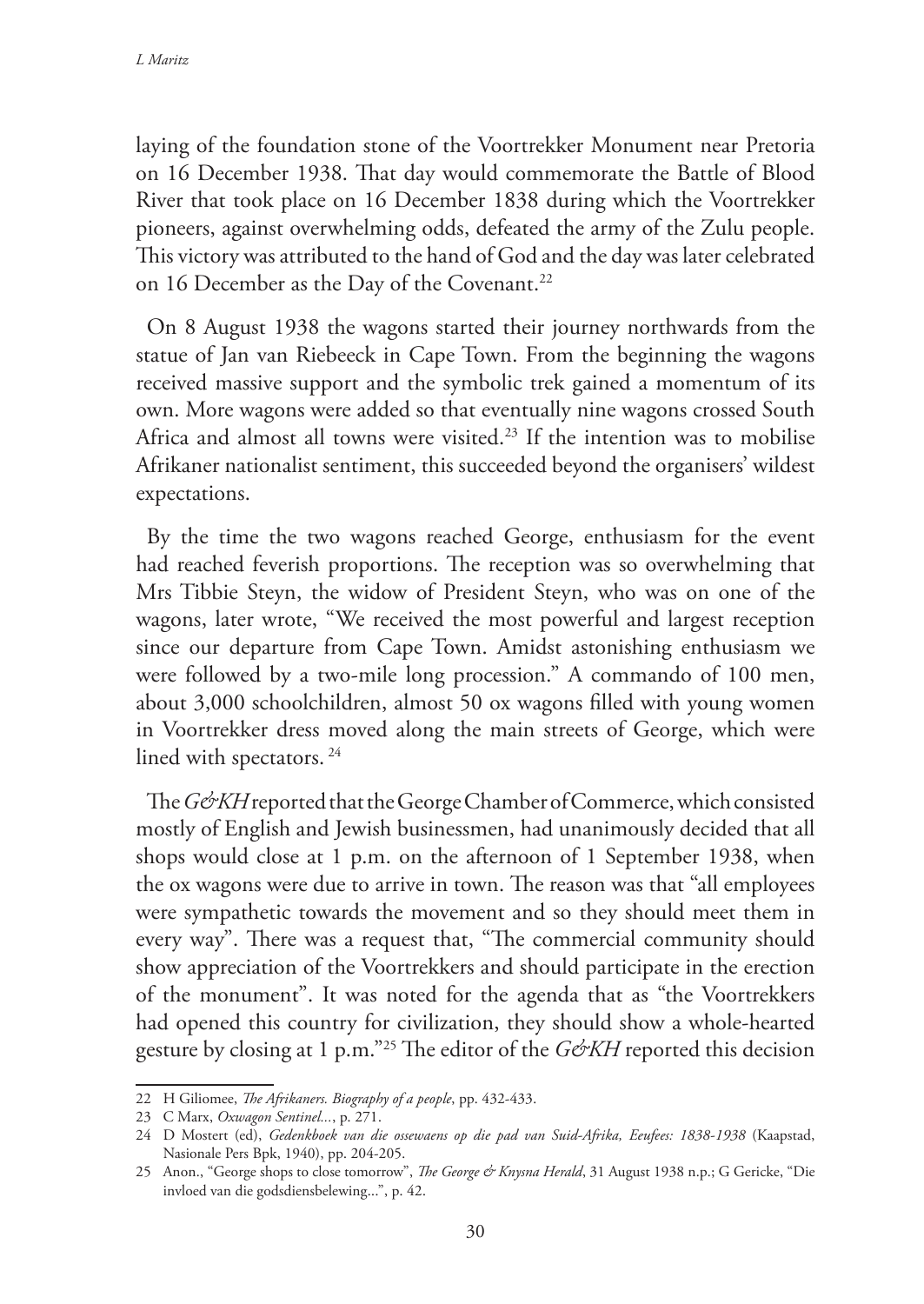laying of the foundation stone of the Voortrekker Monument near Pretoria on 16 December 1938. That day would commemorate the Battle of Blood River that took place on 16 December 1838 during which the Voortrekker pioneers, against overwhelming odds, defeated the army of the Zulu people. This victory was attributed to the hand of God and the day was later celebrated on 16 December as the Day of the Covenant.[22]

On 8 August 1938 the wagons started their journey northwards from the statue of Jan van Riebeeck in Cape Town. From the beginning the wagons received massive support and the symbolic trek gained a momentum of its own. More wagons were added so that eventually nine wagons crossed South Africa and almost all towns were visited.[23] If the intention was to mobilise Afrikaner nationalist sentiment, this succeeded beyond the organisers' wildest expectations.

By the time the two wagons reached George, enthusiasm for the event had reached feverish proportions. The reception was so overwhelming that Mrs Tibbie Steyn, the widow of President Steyn, who was on one of the wagons, later wrote, "We received the most powerful and largest reception since our departure from Cape Town. Amidst astonishing enthusiasm we were followed by a two-mile long procession." A commando of 100 men, about 3,000 schoolchildren, almost 50 ox wagons filled with young women in Voortrekker dress moved along the main streets of George, which were lined with spectators. [24]

The *G&KH* reported that the George Chamber of Commerce, which consisted mostly of English and Jewish businessmen, had unanimously decided that all shops would close at 1 p.m. on the afternoon of 1 September 1938, when the ox wagons were due to arrive in town. The reason was that "all employees were sympathetic towards the movement and so they should meet them in every way". There was a request that, "The commercial community should show appreciation of the Voortrekkers and should participate in the erection of the monument". It was noted for the agenda that as "the Voortrekkers had opened this country for civilization, they should show a whole-hearted gesture by closing at 1 p.m."[25] The editor of the *G&KH* reported this decision

---

22 H Giliomee, *The Afrikaners. Biography of a people*, pp. 432-433.

23 C Marx, *Oxwagon Sentinel...*, p. 271.

24 D Mostert (ed), *Gedenkboek van die ossewaens op die pad van Suid-Afrika, Eeufees: 1838-1938* (Kaapstad, Nasionale Pers Bpk, 1940), pp. 204-205.

25 Anon., "George shops to close tomorrow", *The George & Knysna Herald*, 31 August 1938 n.p.; G Gericke, "Die invloed van die godsdiensbelewing...", p. 42.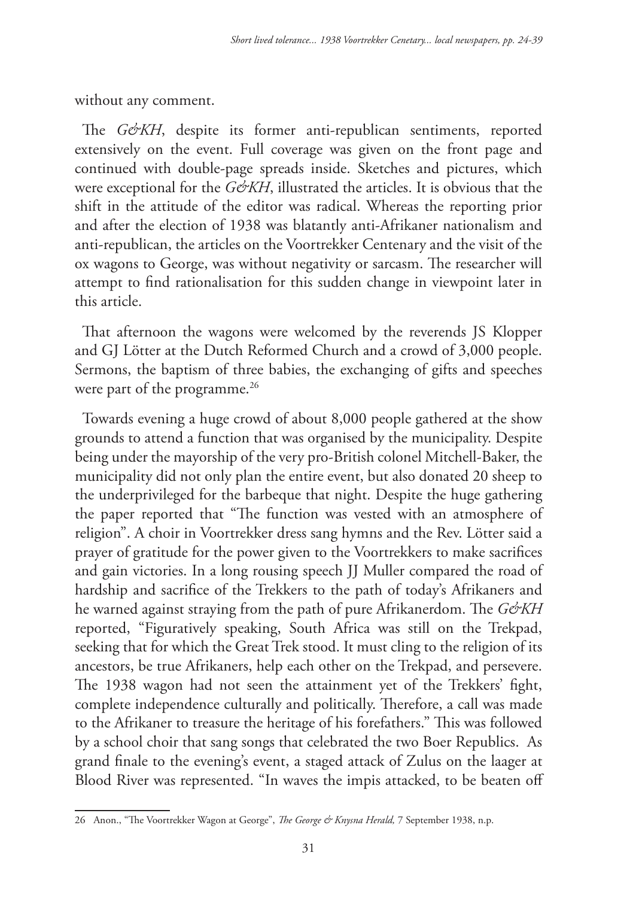without any comment.

The *G&KH*, despite its former anti-republican sentiments, reported extensively on the event. Full coverage was given on the front page and continued with double-page spreads inside. Sketches and pictures, which were exceptional for the *G&KH*, illustrated the articles. It is obvious that the shift in the attitude of the editor was radical. Whereas the reporting prior and after the election of 1938 was blatantly anti-Afrikaner nationalism and anti-republican, the articles on the Voortrekker Centenary and the visit of the ox wagons to George, was without negativity or sarcasm. The researcher will attempt to find rationalisation for this sudden change in viewpoint later in this article.

That afternoon the wagons were welcomed by the reverends JS Klopper and GJ Lötter at the Dutch Reformed Church and a crowd of 3,000 people. Sermons, the baptism of three babies, the exchanging of gifts and speeches were part of the programme.[26]

Towards evening a huge crowd of about 8,000 people gathered at the show grounds to attend a function that was organised by the municipality. Despite being under the mayorship of the very pro-British colonel Mitchell-Baker, the municipality did not only plan the entire event, but also donated 20 sheep to the underprivileged for the barbeque that night. Despite the huge gathering the paper reported that "The function was vested with an atmosphere of religion". A choir in Voortrekker dress sang hymns and the Rev. Lötter said a prayer of gratitude for the power given to the Voortrekkers to make sacrifices and gain victories. In a long rousing speech JJ Muller compared the road of hardship and sacrifice of the Trekkers to the path of today's Afrikaners and he warned against straying from the path of pure Afrikanerdom. The *G&KH* reported, "Figuratively speaking, South Africa was still on the Trekpad, seeking that for which the Great Trek stood. It must cling to the religion of its ancestors, be true Afrikaners, help each other on the Trekpad, and persevere. The 1938 wagon had not seen the attainment yet of the Trekkers' fight, complete independence culturally and politically. Therefore, a call was made to the Afrikaner to treasure the heritage of his forefathers." This was followed by a school choir that sang songs that celebrated the two Boer Republics. As grand finale to the evening's event, a staged attack of Zulus on the laager at Blood River was represented. "In waves the impis attacked, to be beaten off

---

26 Anon., "The Voortrekker Wagon at George", *The George & Knysna Herald,* 7 September 1938, n.p.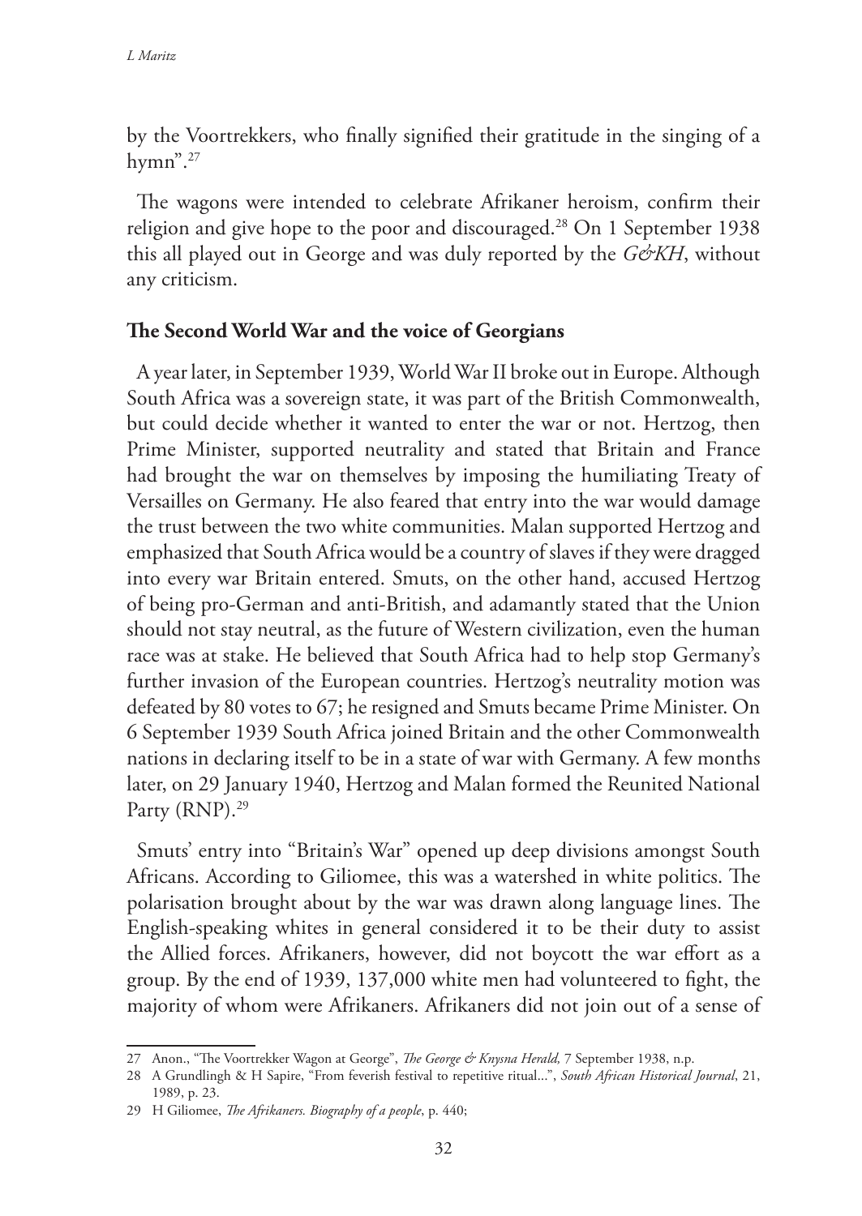by the Voortrekkers, who finally signified their gratitude in the singing of a hymn".[27]

The wagons were intended to celebrate Afrikaner heroism, confirm their religion and give hope to the poor and discouraged.[28] On 1 September 1938 this all played out in George and was duly reported by the *G&KH*, without any criticism.

## The Second World War and the voice of Georgians

A year later, in September 1939, World War II broke out in Europe. Although South Africa was a sovereign state, it was part of the British Commonwealth, but could decide whether it wanted to enter the war or not. Hertzog, then Prime Minister, supported neutrality and stated that Britain and France had brought the war on themselves by imposing the humiliating Treaty of Versailles on Germany. He also feared that entry into the war would damage the trust between the two white communities. Malan supported Hertzog and emphasized that South Africa would be a country of slaves if they were dragged into every war Britain entered. Smuts, on the other hand, accused Hertzog of being pro-German and anti-British, and adamantly stated that the Union should not stay neutral, as the future of Western civilization, even the human race was at stake. He believed that South Africa had to help stop Germany's further invasion of the European countries. Hertzog's neutrality motion was defeated by 80 votes to 67; he resigned and Smuts became Prime Minister. On 6 September 1939 South Africa joined Britain and the other Commonwealth nations in declaring itself to be in a state of war with Germany. A few months later, on 29 January 1940, Hertzog and Malan formed the Reunited National Party (RNP).[29]

Smuts' entry into "Britain's War" opened up deep divisions amongst South Africans. According to Giliomee, this was a watershed in white politics. The polarisation brought about by the war was drawn along language lines. The English-speaking whites in general considered it to be their duty to assist the Allied forces. Afrikaners, however, did not boycott the war effort as a group. By the end of 1939, 137,000 white men had volunteered to fight, the majority of whom were Afrikaners. Afrikaners did not join out of a sense of

---

27 Anon., "The Voortrekker Wagon at George", *The George & Knysna Herald,* 7 September 1938, n.p.

28 A Grundlingh & H Sapire, "From feverish festival to repetitive ritual...", *South African Historical Journal*, 21, 1989, p. 23.

29 H Giliomee, *The Afrikaners. Biography of a people*, p. 440;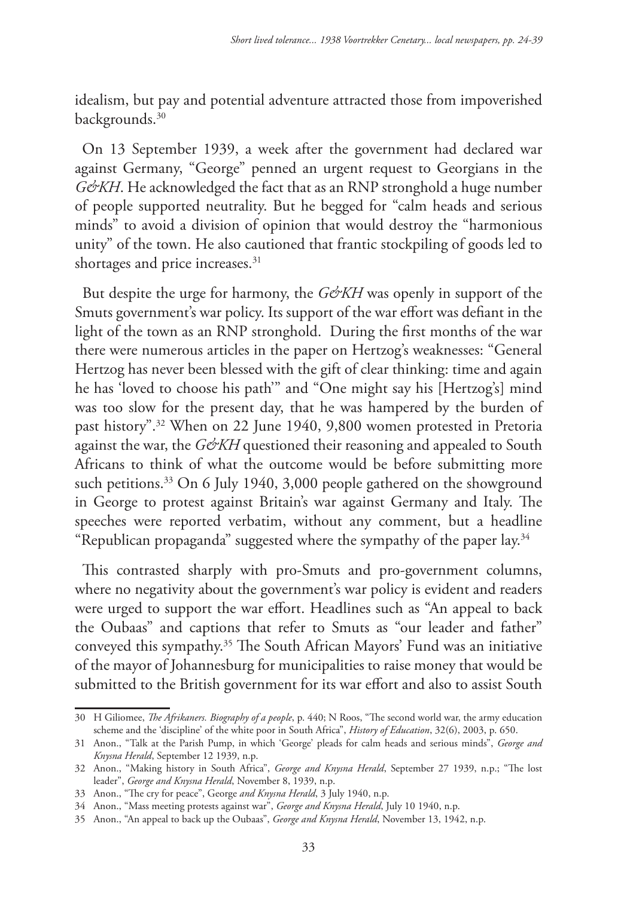idealism, but pay and potential adventure attracted those from impoverished backgrounds.[30]

On 13 September 1939, a week after the government had declared war against Germany, "George" penned an urgent request to Georgians in the *G&KH*. He acknowledged the fact that as an RNP stronghold a huge number of people supported neutrality. But he begged for "calm heads and serious minds" to avoid a division of opinion that would destroy the "harmonious unity" of the town. He also cautioned that frantic stockpiling of goods led to shortages and price increases.[31]

But despite the urge for harmony, the *G&KH* was openly in support of the Smuts government's war policy. Its support of the war effort was defiant in the light of the town as an RNP stronghold. During the first months of the war there were numerous articles in the paper on Hertzog's weaknesses: "General Hertzog has never been blessed with the gift of clear thinking: time and again he has 'loved to choose his path'" and "One might say his [Hertzog's] mind was too slow for the present day, that he was hampered by the burden of past history".[32] When on 22 June 1940, 9,800 women protested in Pretoria against the war, the *G&KH* questioned their reasoning and appealed to South Africans to think of what the outcome would be before submitting more such petitions.[33] On 6 July 1940, 3,000 people gathered on the showground in George to protest against Britain's war against Germany and Italy. The speeches were reported verbatim, without any comment, but a headline "Republican propaganda" suggested where the sympathy of the paper lay.[34]

This contrasted sharply with pro-Smuts and pro-government columns, where no negativity about the government's war policy is evident and readers were urged to support the war effort. Headlines such as "An appeal to back the Oubaas" and captions that refer to Smuts as "our leader and father" conveyed this sympathy.[35] The South African Mayors' Fund was an initiative of the mayor of Johannesburg for municipalities to raise money that would be submitted to the British government for its war effort and also to assist South

---

30 H Giliomee, *The Afrikaners. Biography of a people*, p. 440; N Roos, "The second world war, the army education scheme and the 'discipline' of the white poor in South Africa", *History of Education*, 32(6), 2003, p. 650.

31 Anon., "Talk at the Parish Pump, in which 'George' pleads for calm heads and serious minds", *George and Knysna Herald*, September 12 1939, n.p.

32 Anon., "Making history in South Africa", *George and Knysna Herald*, September 27 1939, n.p.; "The lost leader", *George and Knysna Herald*, November 8, 1939, n.p.

33 Anon., "The cry for peace", George *and Knysna Herald*, 3 July 1940, n.p.

34 Anon., "Mass meeting protests against war", *George and Knysna Herald*, July 10 1940, n.p.

35 Anon., "An appeal to back up the Oubaas", *George and Knysna Herald*, November 13, 1942, n.p.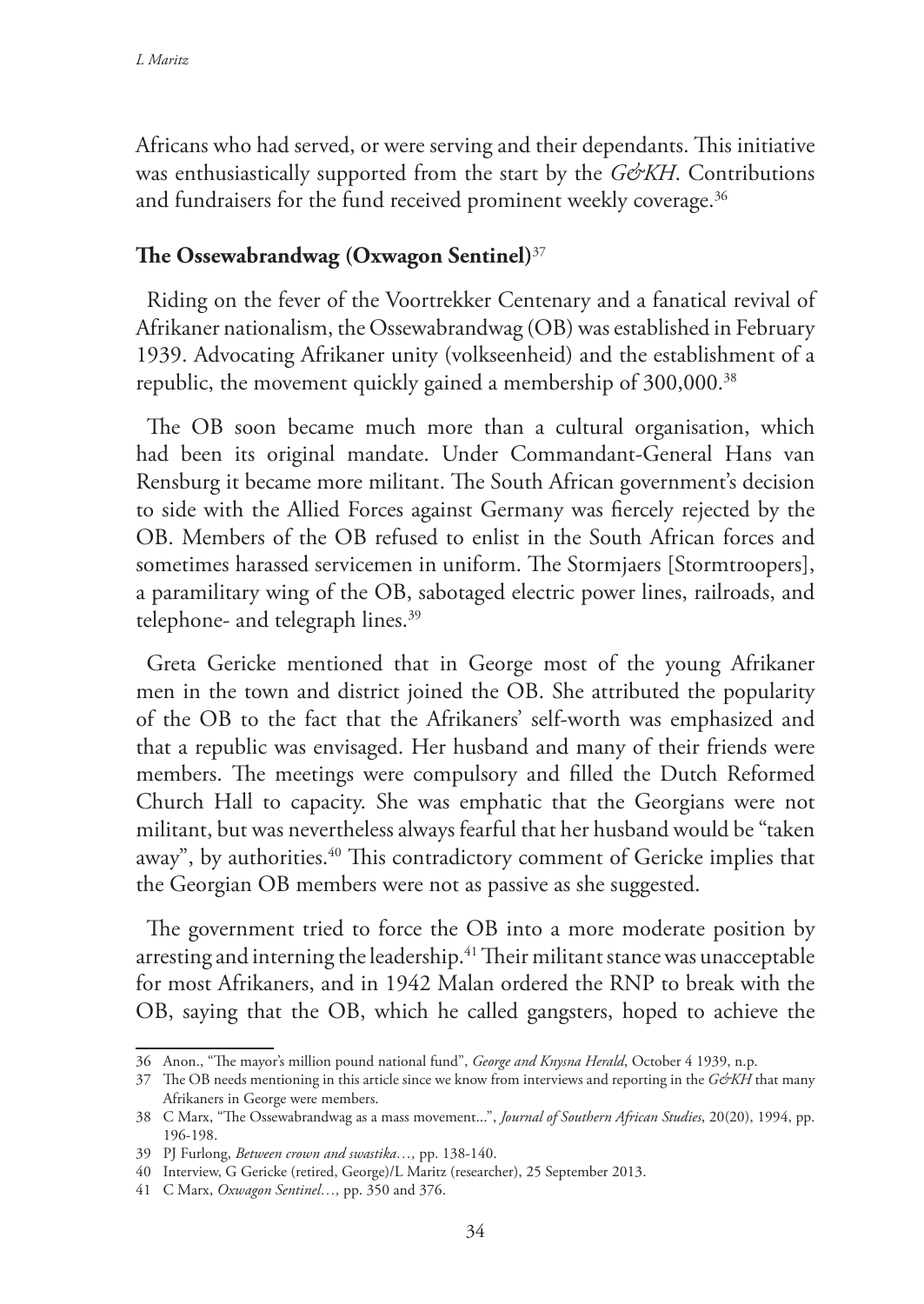Africans who had served, or were serving and their dependants. This initiative was enthusiastically supported from the start by the *G&KH*. Contributions and fundraisers for the fund received prominent weekly coverage.[36]

## The Ossewabrandwag (Oxwagon Sentinel)[37]

Riding on the fever of the Voortrekker Centenary and a fanatical revival of Afrikaner nationalism, the Ossewabrandwag (OB) was established in February 1939. Advocating Afrikaner unity (volkseenheid) and the establishment of a republic, the movement quickly gained a membership of 300,000.[38]

The OB soon became much more than a cultural organisation, which had been its original mandate. Under Commandant-General Hans van Rensburg it became more militant. The South African government's decision to side with the Allied Forces against Germany was fiercely rejected by the OB. Members of the OB refused to enlist in the South African forces and sometimes harassed servicemen in uniform. The Stormjaers [Stormtroopers], a paramilitary wing of the OB, sabotaged electric power lines, railroads, and telephone- and telegraph lines.[39]

Greta Gericke mentioned that in George most of the young Afrikaner men in the town and district joined the OB. She attributed the popularity of the OB to the fact that the Afrikaners' self-worth was emphasized and that a republic was envisaged. Her husband and many of their friends were members. The meetings were compulsory and filled the Dutch Reformed Church Hall to capacity. She was emphatic that the Georgians were not militant, but was nevertheless always fearful that her husband would be "taken away", by authorities.[40] This contradictory comment of Gericke implies that the Georgian OB members were not as passive as she suggested.

The government tried to force the OB into a more moderate position by arresting and interning the leadership.[41] Their militant stance was unacceptable for most Afrikaners, and in 1942 Malan ordered the RNP to break with the OB, saying that the OB, which he called gangsters, hoped to achieve the

---

36 Anon., "The mayor's million pound national fund", *George and Knysna Herald*, October 4 1939, n.p.

37 The OB needs mentioning in this article since we know from interviews and reporting in the *G&KH* that many Afrikaners in George were members.

38 C Marx, "The Ossewabrandwag as a mass movement...", *Journal of Southern African Studies*, 20(20), 1994, pp. 196-198.

39 PJ Furlong, *Between crown and swastika…*, pp. 138-140.

40 Interview, G Gericke (retired, George)/L Maritz (researcher), 25 September 2013.

41 C Marx, *Oxwagon Sentinel…,* pp. 350 and 376.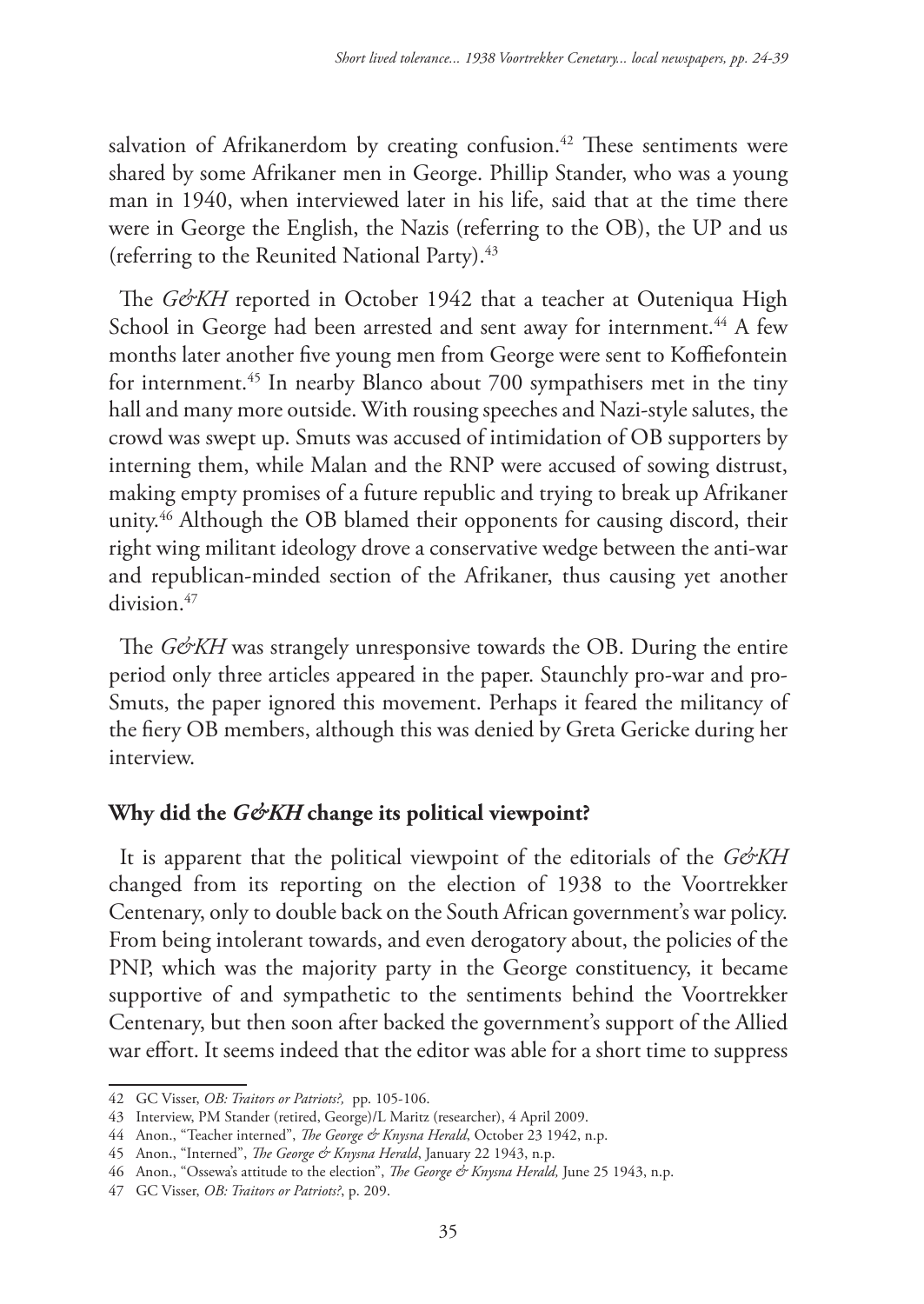salvation of Afrikanerdom by creating confusion.[42] These sentiments were shared by some Afrikaner men in George. Phillip Stander, who was a young man in 1940, when interviewed later in his life, said that at the time there were in George the English, the Nazis (referring to the OB), the UP and us (referring to the Reunited National Party).[43]

The *G&KH* reported in October 1942 that a teacher at Outeniqua High School in George had been arrested and sent away for internment.[44] A few months later another five young men from George were sent to Koffiefontein for internment.[45] In nearby Blanco about 700 sympathisers met in the tiny hall and many more outside. With rousing speeches and Nazi-style salutes, the crowd was swept up. Smuts was accused of intimidation of OB supporters by interning them, while Malan and the RNP were accused of sowing distrust, making empty promises of a future republic and trying to break up Afrikaner unity.[46] Although the OB blamed their opponents for causing discord, their right wing militant ideology drove a conservative wedge between the anti-war and republican-minded section of the Afrikaner, thus causing yet another division.[47]

The *G&KH* was strangely unresponsive towards the OB. During the entire period only three articles appeared in the paper. Staunchly pro-war and pro-Smuts, the paper ignored this movement. Perhaps it feared the militancy of the fiery OB members, although this was denied by Greta Gericke during her interview.

## Why did the *G&KH* change its political viewpoint?

It is apparent that the political viewpoint of the editorials of the *G&KH* changed from its reporting on the election of 1938 to the Voortrekker Centenary, only to double back on the South African government's war policy. From being intolerant towards, and even derogatory about, the policies of the PNP, which was the majority party in the George constituency, it became supportive of and sympathetic to the sentiments behind the Voortrekker Centenary, but then soon after backed the government's support of the Allied war effort. It seems indeed that the editor was able for a short time to suppress

---

42 GC Visser, *OB: Traitors or Patriots?,* pp. 105-106.

43 Interview, PM Stander (retired, George)/L Maritz (researcher), 4 April 2009.

44 Anon., "Teacher interned", *The George & Knysna Herald*, October 23 1942, n.p.

45 Anon., "Interned", *The George & Knysna Herald*, January 22 1943, n.p.

46 Anon., "Ossewa's attitude to the election", *The George & Knysna Herald,* June 25 1943, n.p.

47 GC Visser, *OB: Traitors or Patriots?*, p. 209.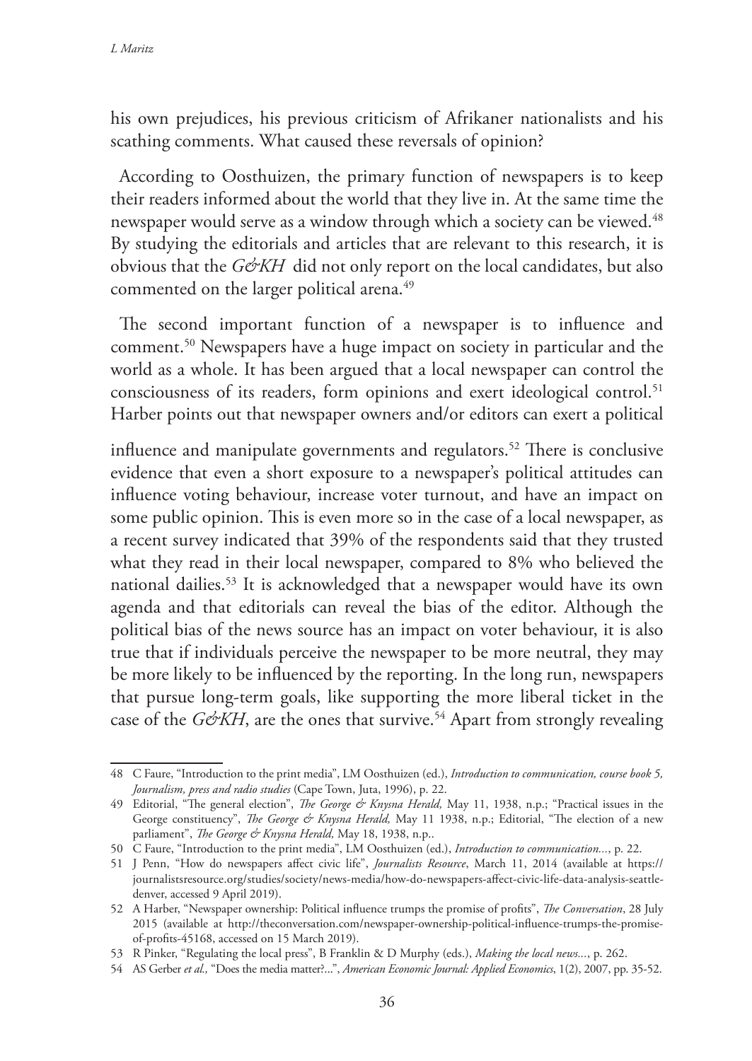his own prejudices, his previous criticism of Afrikaner nationalists and his scathing comments. What caused these reversals of opinion?

According to Oosthuizen, the primary function of newspapers is to keep their readers informed about the world that they live in. At the same time the newspaper would serve as a window through which a society can be viewed.[48] By studying the editorials and articles that are relevant to this research, it is obvious that the *G&KH* did not only report on the local candidates, but also commented on the larger political arena.[49]

The second important function of a newspaper is to influence and comment.[50] Newspapers have a huge impact on society in particular and the world as a whole. It has been argued that a local newspaper can control the consciousness of its readers, form opinions and exert ideological control.[51] Harber points out that newspaper owners and/or editors can exert a political influence and manipulate governments and regulators.[52] There is conclusive evidence that even a short exposure to a newspaper's political attitudes can influence voting behaviour, increase voter turnout, and have an impact on some public opinion. This is even more so in the case of a local newspaper, as a recent survey indicated that 39% of the respondents said that they trusted what they read in their local newspaper, compared to 8% who believed the national dailies.[53] It is acknowledged that a newspaper would have its own agenda and that editorials can reveal the bias of the editor. Although the political bias of the news source has an impact on voter behaviour, it is also true that if individuals perceive the newspaper to be more neutral, they may be more likely to be influenced by the reporting. In the long run, newspapers that pursue long-term goals, like supporting the more liberal ticket in the case of the *G&KH*, are the ones that survive.[54] Apart from strongly revealing

---

48 C Faure, "Introduction to the print media", LM Oosthuizen (ed.), *Introduction to communication, course book 5, Journalism, press and radio studies* (Cape Town, Juta, 1996), p. 22.

49 Editorial, "The general election", *The George & Knysna Herald,* May 11, 1938, n.p.; "Practical issues in the George constituency", *The George & Knysna Herald,* May 11 1938, n.p.; Editorial, "The election of a new parliament", *The George & Knysna Herald,* May 18, 1938, n.p..

50 C Faure, "Introduction to the print media", LM Oosthuizen (ed.), *Introduction to communication...*, p. 22.

51 J Penn, "How do newspapers affect civic life", *Journalists Resource*, March 11, 2014 (available at https://journalistsresource.org/studies/society/news-media/how-do-newspapers-affect-civic-life-data-analysis-seattle-denver, accessed 9 April 2019).

52 A Harber, "Newspaper ownership: Political influence trumps the promise of profits", *The Conversation*, 28 July 2015 (available at http://theconversation.com/newspaper-ownership-political-influence-trumps-the-promise-of-profits-45168, accessed on 15 March 2019).

53 R Pinker, "Regulating the local press", B Franklin & D Murphy (eds.), *Making the local news...*, p. 262.

54 AS Gerber *et al.,* "Does the media matter?...", *American Economic Journal: Applied Economics*, 1(2), 2007, pp. 35-52.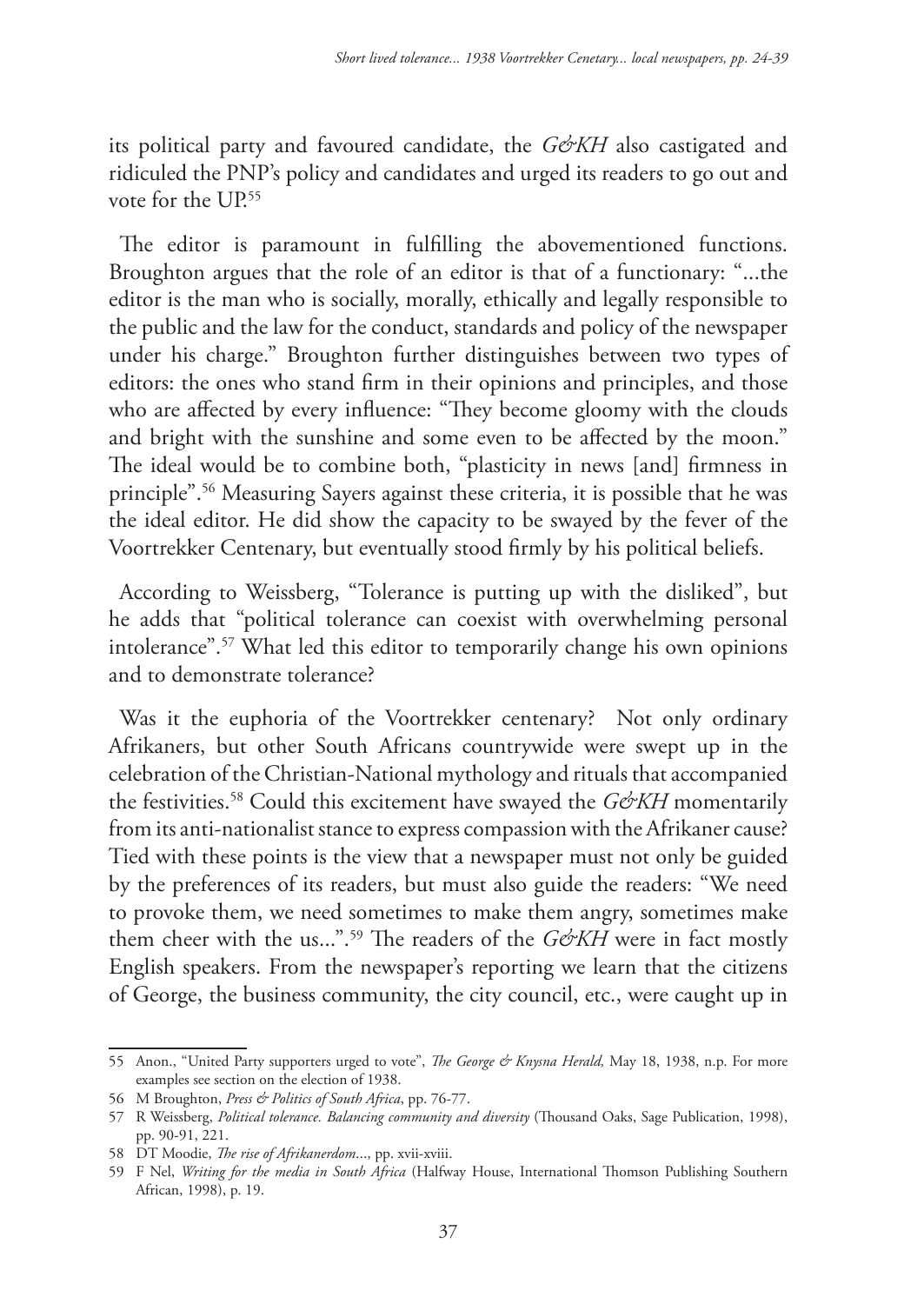its political party and favoured candidate, the *G&KH* also castigated and ridiculed the PNP's policy and candidates and urged its readers to go out and vote for the UP.[55]

The editor is paramount in fulfilling the abovementioned functions. Broughton argues that the role of an editor is that of a functionary: "...the editor is the man who is socially, morally, ethically and legally responsible to the public and the law for the conduct, standards and policy of the newspaper under his charge." Broughton further distinguishes between two types of editors: the ones who stand firm in their opinions and principles, and those who are affected by every influence: "They become gloomy with the clouds and bright with the sunshine and some even to be affected by the moon." The ideal would be to combine both, "plasticity in news [and] firmness in principle".[56] Measuring Sayers against these criteria, it is possible that he was the ideal editor. He did show the capacity to be swayed by the fever of the Voortrekker Centenary, but eventually stood firmly by his political beliefs.

According to Weissberg, "Tolerance is putting up with the disliked", but he adds that "political tolerance can coexist with overwhelming personal intolerance".[57] What led this editor to temporarily change his own opinions and to demonstrate tolerance?

Was it the euphoria of the Voortrekker centenary? Not only ordinary Afrikaners, but other South Africans countrywide were swept up in the celebration of the Christian-National mythology and rituals that accompanied the festivities.[58] Could this excitement have swayed the *G&KH* momentarily from its anti-nationalist stance to express compassion with the Afrikaner cause? Tied with these points is the view that a newspaper must not only be guided by the preferences of its readers, but must also guide the readers: "We need to provoke them, we need sometimes to make them angry, sometimes make them cheer with the us...".[59] The readers of the *G&KH* were in fact mostly English speakers. From the newspaper's reporting we learn that the citizens of George, the business community, the city council, etc., were caught up in

---

55 Anon., "United Party supporters urged to vote", *The George & Knysna Herald,* May 18, 1938, n.p. For more examples see section on the election of 1938.

56 M Broughton, *Press & Politics of South Africa*, pp. 76-77.

57 R Weissberg, *Political tolerance. Balancing community and diversity* (Thousand Oaks, Sage Publication, 1998), pp. 90-91, 221.

58 DT Moodie, *The rise of Afrikanerdom...*, pp. xvii-xviii.

59 F Nel, *Writing for the media in South Africa* (Halfway House, International Thomson Publishing Southern African, 1998), p. 19.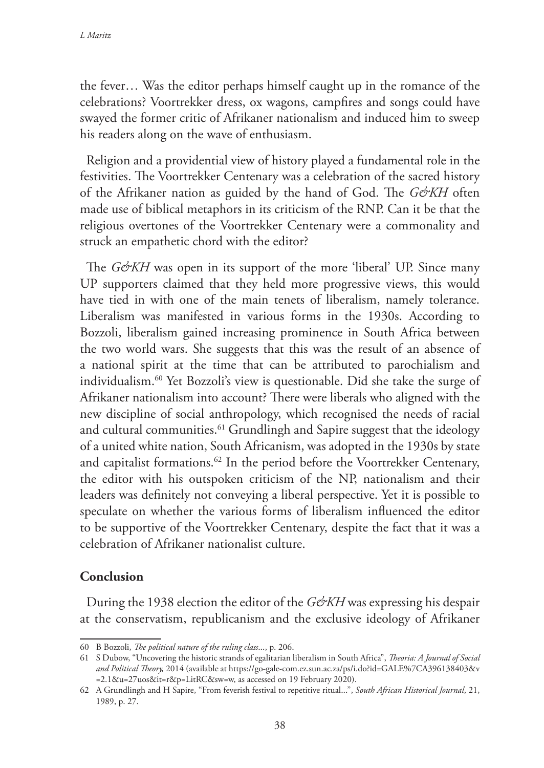the fever… Was the editor perhaps himself caught up in the romance of the celebrations? Voortrekker dress, ox wagons, campfires and songs could have swayed the former critic of Afrikaner nationalism and induced him to sweep his readers along on the wave of enthusiasm.

Religion and a providential view of history played a fundamental role in the festivities. The Voortrekker Centenary was a celebration of the sacred history of the Afrikaner nation as guided by the hand of God. The *G&KH* often made use of biblical metaphors in its criticism of the RNP. Can it be that the religious overtones of the Voortrekker Centenary were a commonality and struck an empathetic chord with the editor?

The *G&KH* was open in its support of the more 'liberal' UP. Since many UP supporters claimed that they held more progressive views, this would have tied in with one of the main tenets of liberalism, namely tolerance. Liberalism was manifested in various forms in the 1930s. According to Bozzoli, liberalism gained increasing prominence in South Africa between the two world wars. She suggests that this was the result of an absence of a national spirit at the time that can be attributed to parochialism and individualism.[60] Yet Bozzoli's view is questionable. Did she take the surge of Afrikaner nationalism into account? There were liberals who aligned with the new discipline of social anthropology, which recognised the needs of racial and cultural communities.[61] Grundlingh and Sapire suggest that the ideology of a united white nation, South Africanism, was adopted in the 1930s by state and capitalist formations.[62] In the period before the Voortrekker Centenary, the editor with his outspoken criticism of the NP, nationalism and their leaders was definitely not conveying a liberal perspective. Yet it is possible to speculate on whether the various forms of liberalism influenced the editor to be supportive of the Voortrekker Centenary, despite the fact that it was a celebration of Afrikaner nationalist culture.

## Conclusion

During the 1938 election the editor of the *G&KH* was expressing his despair at the conservatism, republicanism and the exclusive ideology of Afrikaner

---

60 B Bozzoli, *The political nature of the ruling class*..., p. 206.

61 S Dubow, "Uncovering the historic strands of egalitarian liberalism in South Africa", *Theoria: A Journal of Social and Political Theory,* 2014 (available at https://go-gale-com.ez.sun.ac.za/ps/i.do?id=GALE%7CA396138403&v=2.1&u=27uos&it=r&p=LitRC&sw=w, as accessed on 19 February 2020).

62 A Grundlingh and H Sapire, "From feverish festival to repetitive ritual...", *South African Historical Journal*, 21, 1989, p. 27.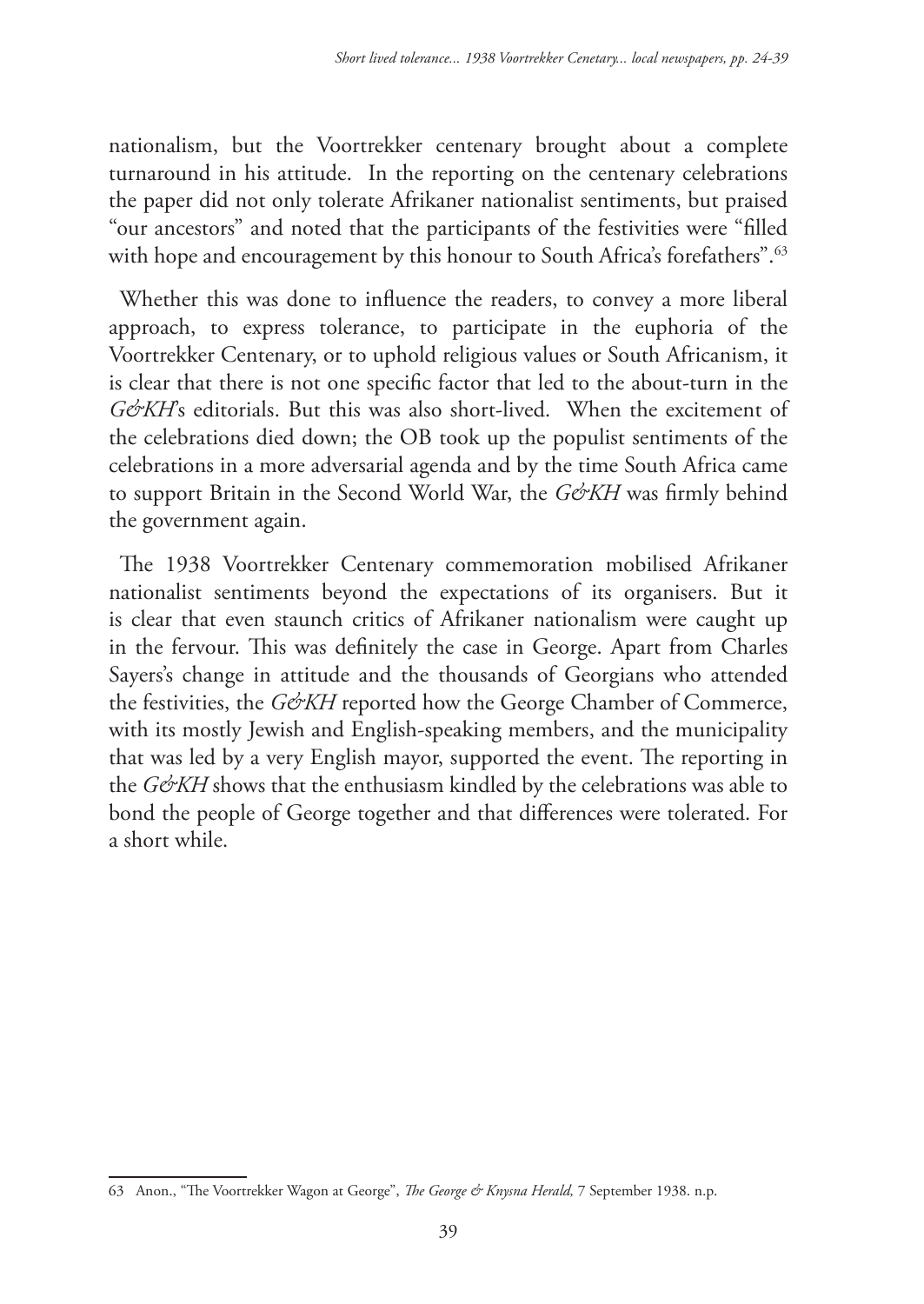nationalism, but the Voortrekker centenary brought about a complete turnaround in his attitude. In the reporting on the centenary celebrations the paper did not only tolerate Afrikaner nationalist sentiments, but praised "our ancestors" and noted that the participants of the festivities were "filled with hope and encouragement by this honour to South Africa's forefathers".[63]

Whether this was done to influence the readers, to convey a more liberal approach, to express tolerance, to participate in the euphoria of the Voortrekker Centenary, or to uphold religious values or South Africanism, it is clear that there is not one specific factor that led to the about-turn in the *G&KH*'s editorials. But this was also short-lived. When the excitement of the celebrations died down; the OB took up the populist sentiments of the celebrations in a more adversarial agenda and by the time South Africa came to support Britain in the Second World War, the *G&KH* was firmly behind the government again.

The 1938 Voortrekker Centenary commemoration mobilised Afrikaner nationalist sentiments beyond the expectations of its organisers. But it is clear that even staunch critics of Afrikaner nationalism were caught up in the fervour. This was definitely the case in George. Apart from Charles Sayers's change in attitude and the thousands of Georgians who attended the festivities, the *G&KH* reported how the George Chamber of Commerce, with its mostly Jewish and English-speaking members, and the municipality that was led by a very English mayor, supported the event. The reporting in the *G&KH* shows that the enthusiasm kindled by the celebrations was able to bond the people of George together and that differences were tolerated. For a short while.

---

63 Anon., "The Voortrekker Wagon at George", *The George & Knysna Herald,* 7 September 1938. n.p.